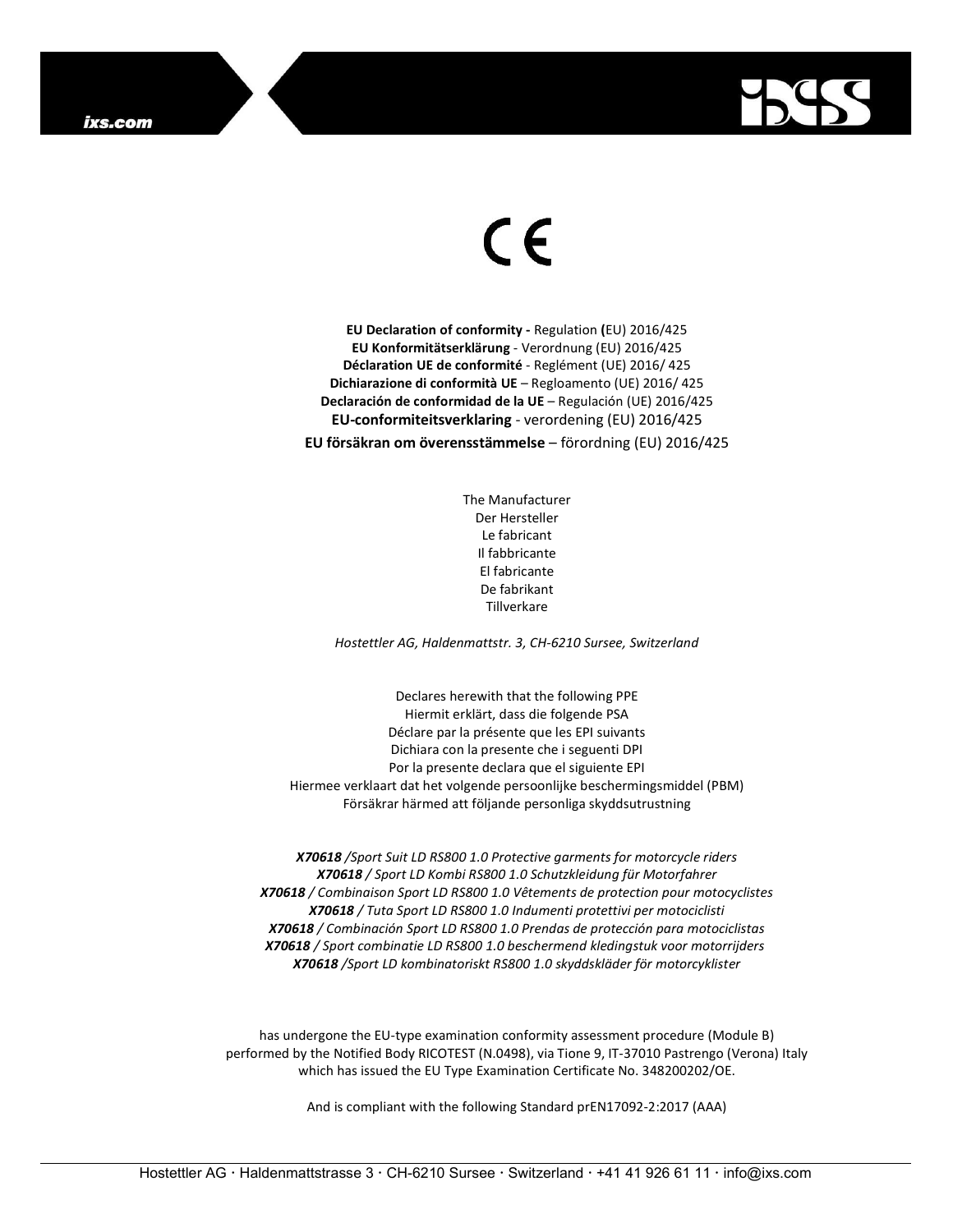ixs.com

CE

**EU Declaration of conformity -** Regulation **(**EU) 2016/425
**EU Konformitätserklärung** - Verordnung (EU) 2016/425
**Déclaration UE de conformité** - Reglément (UE) 2016/ 425
**Dichiarazione di conformità UE** – Regloamento (UE) 2016/ 425
**Declaración de conformidad de la UE** – Regulación (UE) 2016/425
**EU-conformiteitsverklaring** - verordening (EU) 2016/425
**EU försäkran om överensstämmelse** – förordning (EU) 2016/425

The Manufacturer
Der Hersteller
Le fabricant
Il fabbricante
El fabricante
De fabrikant
Tillverkare

*Hostettler AG, Haldenmattstr. 3, CH-6210 Sursee, Switzerland*

Declares herewith that the following PPE
Hiermit erklärt, dass die folgende PSA
Déclare par la présente que les EPI suivants
Dichiara con la presente che i seguenti DPI
Por la presente declara que el siguiente EPI
Hiermee verklaart dat het volgende persoonlijke beschermingsmiddel (PBM)
Försäkrar härmed att följande personliga skyddsutrustning

***X70618*** */Sport Suit LD RS800 1.0 Protective garments for motorcycle riders*
***X70618*** */ Sport LD Kombi RS800 1.0 Schutzkleidung für Motorfahrer*
***X70618*** */ Combinaison Sport LD RS800 1.0 Vêtements de protection pour motocyclistes*
***X70618*** */ Tuta Sport LD RS800 1.0 Indumenti protettivi per motociclisti*
***X70618*** */ Combinación Sport LD RS800 1.0 Prendas de protección para motociclistas*
***X70618*** */ Sport combinatie LD RS800 1.0 beschermend kledingstuk voor motorrijders*
***X70618*** */Sport LD kombinatoriskt RS800 1.0 skyddskläder för motorcyklister*

has undergone the EU-type examination conformity assessment procedure (Module B)
performed by the Notified Body RICOTEST (N.0498), via Tione 9, IT-37010 Pastrengo (Verona) Italy
which has issued the EU Type Examination Certificate No. 348200202/OE.

And is compliant with the following Standard prEN17092-2:2017 (AAA)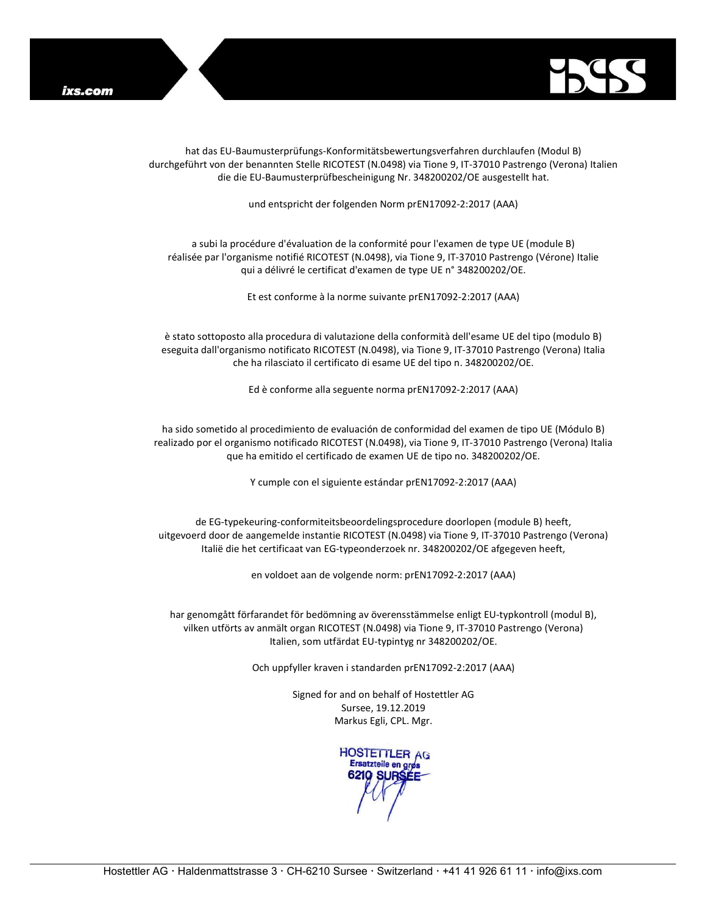hat das EU-Baumusterprüfungs-Konformitätsbewertungsverfahren durchlaufen (Modul B)
durchgeführt von der benannten Stelle RICOTEST (N.0498) via Tione 9, IT-37010 Pastrengo (Verona) Italien
die die EU-Baumusterprüfbescheinigung Nr. 348200202/OE ausgestellt hat.

und entspricht der folgenden Norm prEN17092-2:2017 (AAA)

a subi la procédure d'évaluation de la conformité pour l'examen de type UE (module B)
réalisée par l'organisme notifié RICOTEST (N.0498), via Tione 9, IT-37010 Pastrengo (Vérone) Italie
qui a délivré le certificat d'examen de type UE n° 348200202/OE.

Et est conforme à la norme suivante prEN17092-2:2017 (AAA)

è stato sottoposto alla procedura di valutazione della conformità dell'esame UE del tipo (modulo B)
eseguita dall'organismo notificato RICOTEST (N.0498), via Tione 9, IT-37010 Pastrengo (Verona) Italia
che ha rilasciato il certificato di esame UE del tipo n. 348200202/OE.

Ed è conforme alla seguente norma prEN17092-2:2017 (AAA)

ha sido sometido al procedimiento de evaluación de conformidad del examen de tipo UE (Módulo B)
realizado por el organismo notificado RICOTEST (N.0498), via Tione 9, IT-37010 Pastrengo (Verona) Italia
que ha emitido el certificado de examen UE de tipo no. 348200202/OE.

Y cumple con el siguiente estándar prEN17092-2:2017 (AAA)

de EG-typekeuring-conformiteitsbeoordelingsprocedure doorlopen (module B) heeft,
uitgevoerd door de aangemelde instantie RICOTEST (N.0498) via Tione 9, IT-37010 Pastrengo (Verona)
Italië die het certificaat van EG-typeonderzoek nr. 348200202/OE afgegeven heeft,

en voldoet aan de volgende norm: prEN17092-2:2017 (AAA)

har genomgått förfarandet för bedömning av överensstämmelse enligt EU-typkontroll (modul B),
vilken utförts av anmält organ RICOTEST (N.0498) via Tione 9, IT-37010 Pastrengo (Verona)
Italien, som utfärdat EU-typintyg nr 348200202/OE.

Och uppfyller kraven i standarden prEN17092-2:2017 (AAA)

Signed for and on behalf of Hostettler AG
Sursee, 19.12.2019
Markus Egli, CPL. Mgr.

HOSTETTLER AG
Ersatzteile en gros
6210 SURSEE